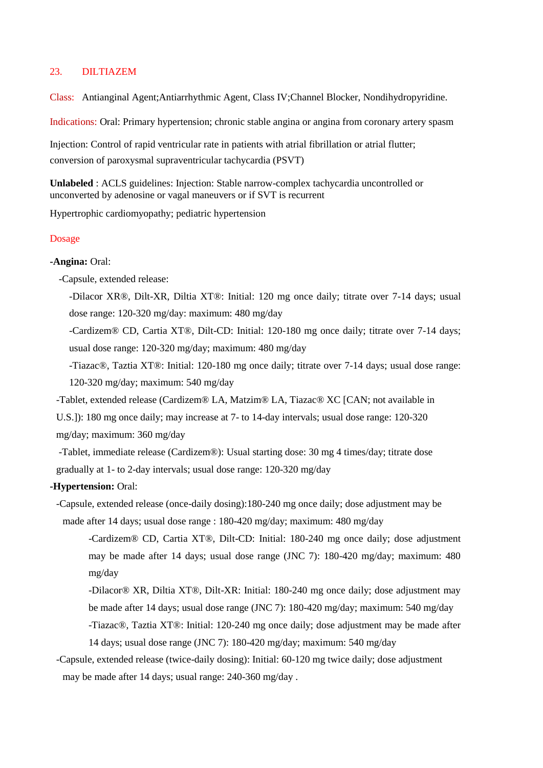## 23. DILTIAZEM

**Class:** Antianginal Agent;Antiarrhythmic Agent, Class IV;Channel Blocker, Nondihydropyridine.

**Indications:** Oral: Primary hypertension; chronic stable angina or angina from coronary artery spasm

Injection: Control of rapid ventricular rate in patients with atrial fibrillation or atrial flutter; conversion of paroxysmal supraventricular tachycardia (PSVT)

**Unlabeled** : ACLS guidelines: Injection: Stable narrow-complex tachycardia uncontrolled or unconverted by adenosine or vagal maneuvers or if SVT is recurrent

Hypertrophic cardiomyopathy; pediatric hypertension

### Dosage

**-Angina:** Oral:

- -Capsule, extended release:
  - -Dilacor XR®, Dilt-XR, Diltia XT®: Initial: 120 mg once daily; titrate over 7-14 days; usual dose range: 120-320 mg/day: maximum: 480 mg/day
  - -Cardizem® CD, Cartia XT®, Dilt-CD: Initial: 120-180 mg once daily; titrate over 7-14 days; usual dose range: 120-320 mg/day; maximum: 480 mg/day
  - -Tiazac®, Taztia XT®: Initial: 120-180 mg once daily; titrate over 7-14 days; usual dose range: 120-320 mg/day; maximum: 540 mg/day
- -Tablet, extended release (Cardizem® LA, Matzim® LA, Tiazac® XC [CAN; not available in U.S.]): 180 mg once daily; may increase at 7- to 14-day intervals; usual dose range: 120-320 mg/day; maximum: 360 mg/day
- -Tablet, immediate release (Cardizem®): Usual starting dose: 30 mg 4 times/day; titrate dose gradually at 1- to 2-day intervals; usual dose range: 120-320 mg/day

**-Hypertension:** Oral:

- -Capsule, extended release (once-daily dosing):180-240 mg once daily; dose adjustment may be made after 14 days; usual dose range : 180-420 mg/day; maximum: 480 mg/day
  - -Cardizem® CD, Cartia XT®, Dilt-CD: Initial: 180-240 mg once daily; dose adjustment may be made after 14 days; usual dose range (JNC 7): 180-420 mg/day; maximum: 480 mg/day
  - -Dilacor® XR, Diltia XT®, Dilt-XR: Initial: 180-240 mg once daily; dose adjustment may be made after 14 days; usual dose range (JNC 7): 180-420 mg/day; maximum: 540 mg/day
  - -Tiazac®, Taztia XT®: Initial: 120-240 mg once daily; dose adjustment may be made after 14 days; usual dose range (JNC 7): 180-420 mg/day; maximum: 540 mg/day
- -Capsule, extended release (twice-daily dosing): Initial: 60-120 mg twice daily; dose adjustment may be made after 14 days; usual range: 240-360 mg/day .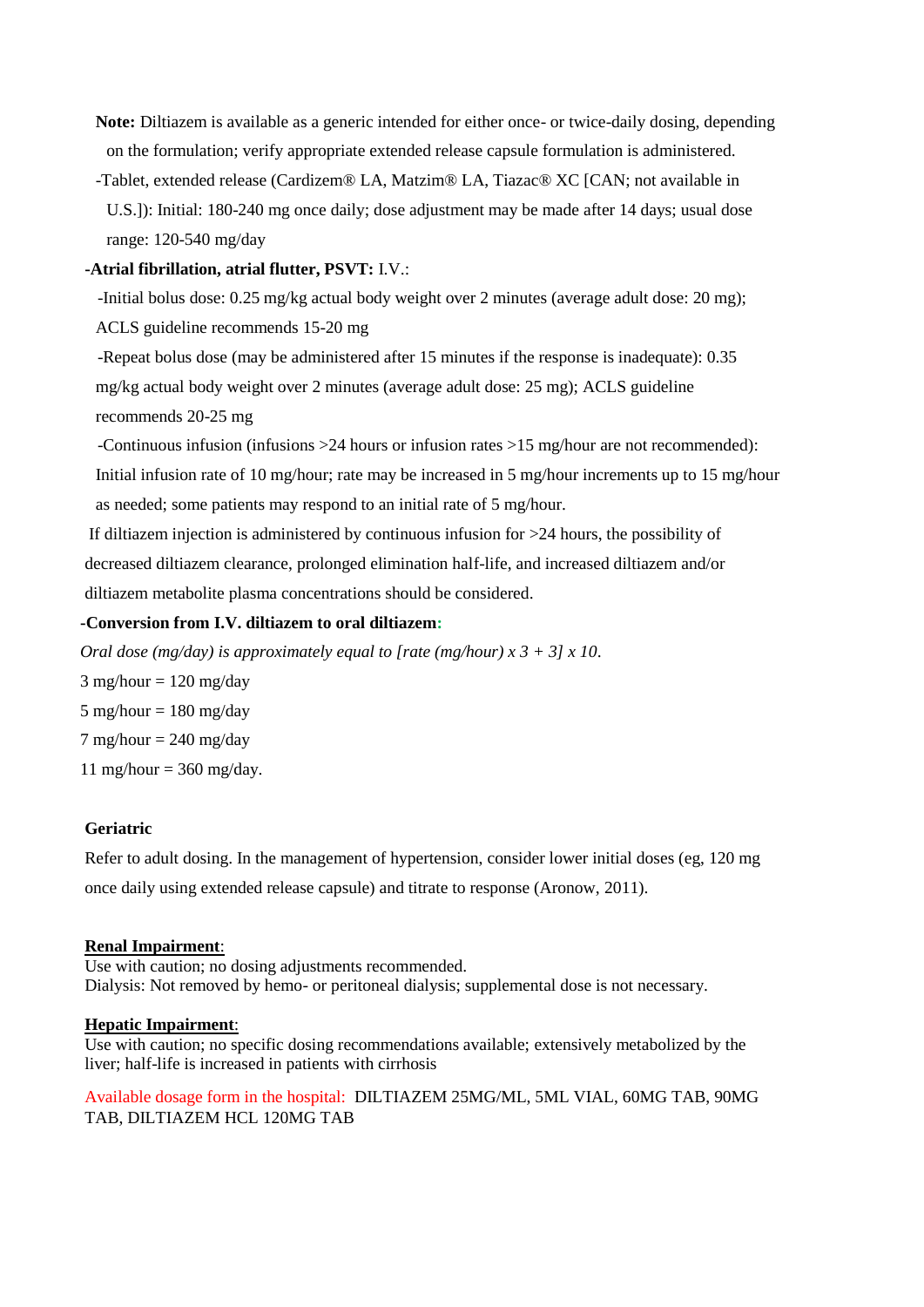**Note:** Diltiazem is available as a generic intended for either once- or twice-daily dosing, depending on the formulation; verify appropriate extended release capsule formulation is administered.

-Tablet, extended release (Cardizem® LA, Matzim® LA, Tiazac® XC [CAN; not available in U.S.]): Initial: 180-240 mg once daily; dose adjustment may be made after 14 days; usual dose range: 120-540 mg/day

**-Atrial fibrillation, atrial flutter, PSVT:** I.V.:

-Initial bolus dose: 0.25 mg/kg actual body weight over 2 minutes (average adult dose: 20 mg); ACLS guideline recommends 15-20 mg

-Repeat bolus dose (may be administered after 15 minutes if the response is inadequate): 0.35 mg/kg actual body weight over 2 minutes (average adult dose: 25 mg); ACLS guideline recommends 20-25 mg

-Continuous infusion (infusions >24 hours or infusion rates >15 mg/hour are not recommended): Initial infusion rate of 10 mg/hour; rate may be increased in 5 mg/hour increments up to 15 mg/hour as needed; some patients may respond to an initial rate of 5 mg/hour.

If diltiazem injection is administered by continuous infusion for >24 hours, the possibility of decreased diltiazem clearance, prolonged elimination half-life, and increased diltiazem and/or diltiazem metabolite plasma concentrations should be considered.

**-Conversion from I.V. diltiazem to oral diltiazem:**

*Oral dose (mg/day) is approximately equal to [rate (mg/hour) x 3 + 3] x 10.*

3 mg/hour = 120 mg/day

5 mg/hour = 180 mg/day

7 mg/hour = 240 mg/day

11 mg/hour = 360 mg/day.

**Geriatric**

Refer to adult dosing. In the management of hypertension, consider lower initial doses (eg, 120 mg once daily using extended release capsule) and titrate to response (Aronow, 2011).

**Renal Impairment**:

Use with caution; no dosing adjustments recommended.
Dialysis: Not removed by hemo- or peritoneal dialysis; supplemental dose is not necessary.

**Hepatic Impairment**:

Use with caution; no specific dosing recommendations available; extensively metabolized by the liver; half-life is increased in patients with cirrhosis

Available dosage form in the hospital: DILTIAZEM 25MG/ML, 5ML VIAL, 60MG TAB, 90MG TAB, DILTIAZEM HCL 120MG TAB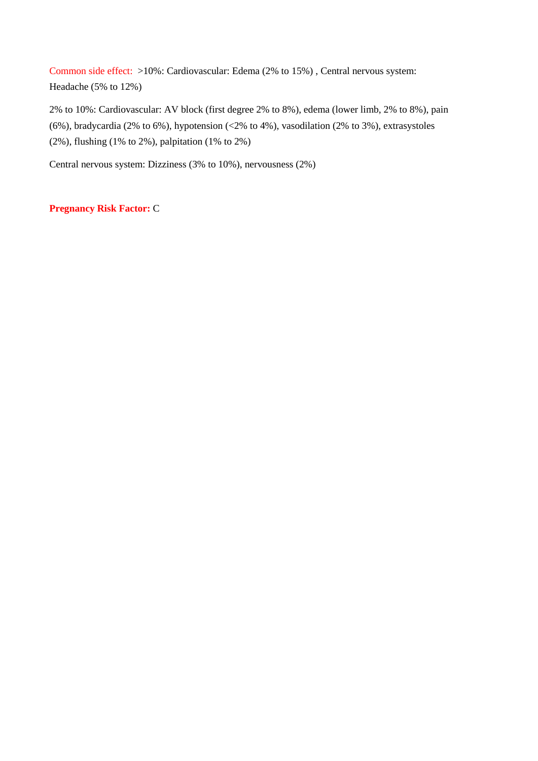Common side effect: >10%: Cardiovascular: Edema (2% to 15%) , Central nervous system: Headache (5% to 12%)

2% to 10%: Cardiovascular: AV block (first degree 2% to 8%), edema (lower limb, 2% to 8%), pain (6%), bradycardia (2% to 6%), hypotension (<2% to 4%), vasodilation (2% to 3%), extrasystoles (2%), flushing (1% to 2%), palpitation (1% to 2%)

Central nervous system: Dizziness (3% to 10%), nervousness (2%)

**Pregnancy Risk Factor:** C